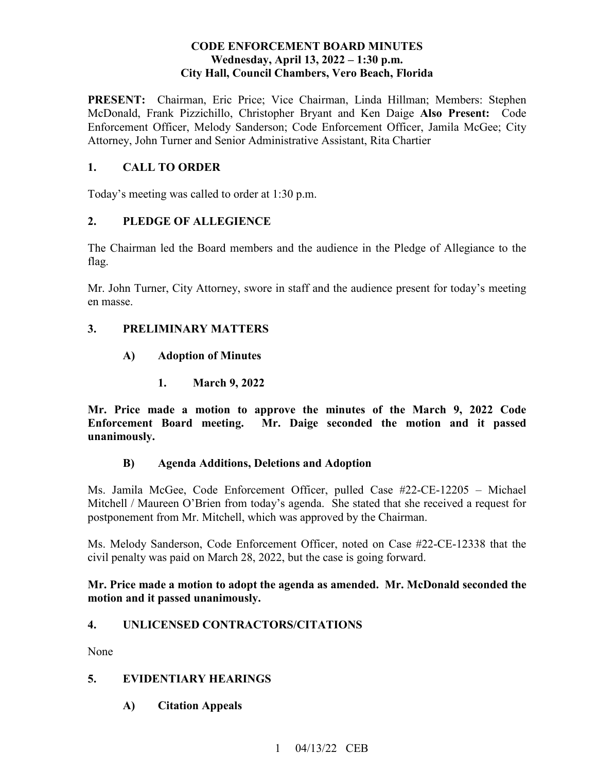# CODE ENFORCEMENT BOARD MINUTES
**Wednesday, April 13, 2022 – 1:30 p.m.**
**City Hall, Council Chambers, Vero Beach, Florida**

**PRESENT:** Chairman, Eric Price; Vice Chairman, Linda Hillman; Members: Stephen McDonald, Frank Pizzichillo, Christopher Bryant and Ken Daige **Also Present:** Code Enforcement Officer, Melody Sanderson; Code Enforcement Officer, Jamila McGee; City Attorney, John Turner and Senior Administrative Assistant, Rita Chartier

## 1. CALL TO ORDER

Today's meeting was called to order at 1:30 p.m.

## 2. PLEDGE OF ALLEGIENCE

The Chairman led the Board members and the audience in the Pledge of Allegiance to the flag.

Mr. John Turner, City Attorney, swore in staff and the audience present for today's meeting en masse.

## 3. PRELIMINARY MATTERS

### A) Adoption of Minutes

#### 1. March 9, 2022

**Mr. Price made a motion to approve the minutes of the March 9, 2022 Code Enforcement Board meeting. Mr. Daige seconded the motion and it passed unanimously.**

### B) Agenda Additions, Deletions and Adoption

Ms. Jamila McGee, Code Enforcement Officer, pulled Case #22-CE-12205 – Michael Mitchell / Maureen O'Brien from today's agenda. She stated that she received a request for postponement from Mr. Mitchell, which was approved by the Chairman.

Ms. Melody Sanderson, Code Enforcement Officer, noted on Case #22-CE-12338 that the civil penalty was paid on March 28, 2022, but the case is going forward.

**Mr. Price made a motion to adopt the agenda as amended. Mr. McDonald seconded the motion and it passed unanimously.**

## 4. UNLICENSED CONTRACTORS/CITATIONS

None

## 5. EVIDENTIARY HEARINGS

### A) Citation Appeals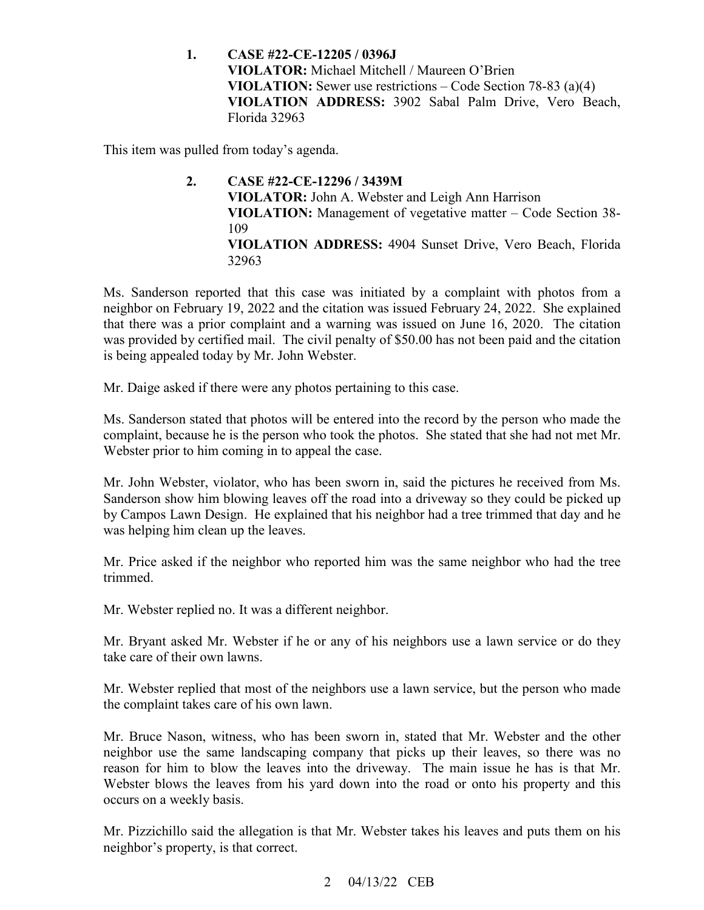1. **CASE #22-CE-12205 / 0396J**
   **VIOLATOR:** Michael Mitchell / Maureen O'Brien
   **VIOLATION:** Sewer use restrictions – Code Section 78-83 (a)(4)
   **VIOLATION ADDRESS:** 3902 Sabal Palm Drive, Vero Beach, Florida 32963

This item was pulled from today's agenda.

2. **CASE #22-CE-12296 / 3439M**
   **VIOLATOR:** John A. Webster and Leigh Ann Harrison
   **VIOLATION:** Management of vegetative matter – Code Section 38-109
   **VIOLATION ADDRESS:** 4904 Sunset Drive, Vero Beach, Florida 32963

Ms. Sanderson reported that this case was initiated by a complaint with photos from a neighbor on February 19, 2022 and the citation was issued February 24, 2022. She explained that there was a prior complaint and a warning was issued on June 16, 2020. The citation was provided by certified mail. The civil penalty of $50.00 has not been paid and the citation is being appealed today by Mr. John Webster.

Mr. Daige asked if there were any photos pertaining to this case.

Ms. Sanderson stated that photos will be entered into the record by the person who made the complaint, because he is the person who took the photos. She stated that she had not met Mr. Webster prior to him coming in to appeal the case.

Mr. John Webster, violator, who has been sworn in, said the pictures he received from Ms. Sanderson show him blowing leaves off the road into a driveway so they could be picked up by Campos Lawn Design. He explained that his neighbor had a tree trimmed that day and he was helping him clean up the leaves.

Mr. Price asked if the neighbor who reported him was the same neighbor who had the tree trimmed.

Mr. Webster replied no. It was a different neighbor.

Mr. Bryant asked Mr. Webster if he or any of his neighbors use a lawn service or do they take care of their own lawns.

Mr. Webster replied that most of the neighbors use a lawn service, but the person who made the complaint takes care of his own lawn.

Mr. Bruce Nason, witness, who has been sworn in, stated that Mr. Webster and the other neighbor use the same landscaping company that picks up their leaves, so there was no reason for him to blow the leaves into the driveway. The main issue he has is that Mr. Webster blows the leaves from his yard down into the road or onto his property and this occurs on a weekly basis.

Mr. Pizzichillo said the allegation is that Mr. Webster takes his leaves and puts them on his neighbor's property, is that correct.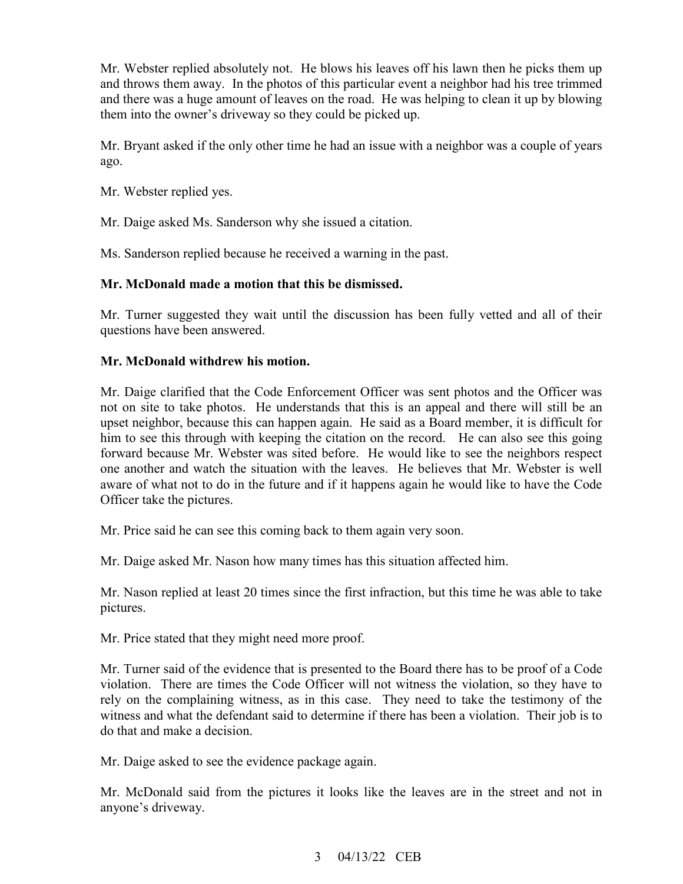Mr. Webster replied absolutely not. He blows his leaves off his lawn then he picks them up and throws them away. In the photos of this particular event a neighbor had his tree trimmed and there was a huge amount of leaves on the road. He was helping to clean it up by blowing them into the owner's driveway so they could be picked up.

Mr. Bryant asked if the only other time he had an issue with a neighbor was a couple of years ago.

Mr. Webster replied yes.

Mr. Daige asked Ms. Sanderson why she issued a citation.

Ms. Sanderson replied because he received a warning in the past.

**Mr. McDonald made a motion that this be dismissed.**

Mr. Turner suggested they wait until the discussion has been fully vetted and all of their questions have been answered.

**Mr. McDonald withdrew his motion.**

Mr. Daige clarified that the Code Enforcement Officer was sent photos and the Officer was not on site to take photos. He understands that this is an appeal and there will still be an upset neighbor, because this can happen again. He said as a Board member, it is difficult for him to see this through with keeping the citation on the record. He can also see this going forward because Mr. Webster was sited before. He would like to see the neighbors respect one another and watch the situation with the leaves. He believes that Mr. Webster is well aware of what not to do in the future and if it happens again he would like to have the Code Officer take the pictures.

Mr. Price said he can see this coming back to them again very soon.

Mr. Daige asked Mr. Nason how many times has this situation affected him.

Mr. Nason replied at least 20 times since the first infraction, but this time he was able to take pictures.

Mr. Price stated that they might need more proof.

Mr. Turner said of the evidence that is presented to the Board there has to be proof of a Code violation. There are times the Code Officer will not witness the violation, so they have to rely on the complaining witness, as in this case. They need to take the testimony of the witness and what the defendant said to determine if there has been a violation. Their job is to do that and make a decision.

Mr. Daige asked to see the evidence package again.

Mr. McDonald said from the pictures it looks like the leaves are in the street and not in anyone's driveway.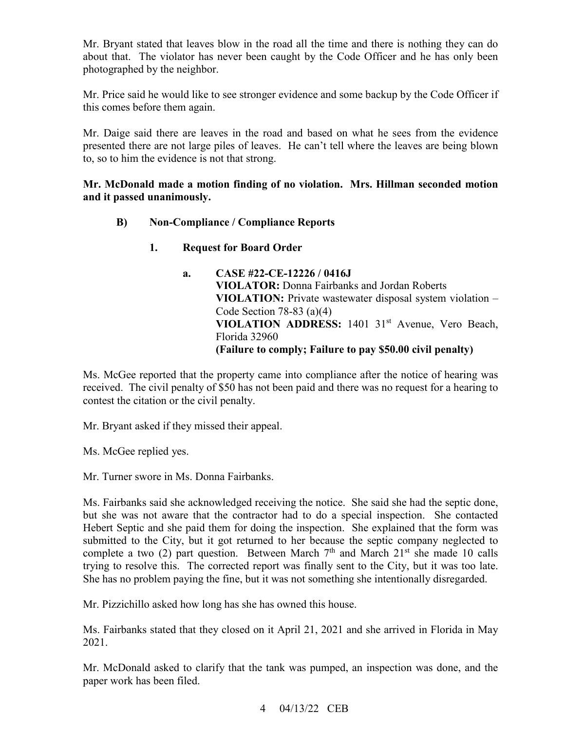Mr. Bryant stated that leaves blow in the road all the time and there is nothing they can do about that. The violator has never been caught by the Code Officer and he has only been photographed by the neighbor.

Mr. Price said he would like to see stronger evidence and some backup by the Code Officer if this comes before them again.

Mr. Daige said there are leaves in the road and based on what he sees from the evidence presented there are not large piles of leaves. He can't tell where the leaves are being blown to, so to him the evidence is not that strong.

**Mr. McDonald made a motion finding of no violation. Mrs. Hillman seconded motion and it passed unanimously.**

**B) Non-Compliance / Compliance Reports**

**1. Request for Board Order**

**a. CASE #22-CE-12226 / 0416J**
**VIOLATOR:** Donna Fairbanks and Jordan Roberts
**VIOLATION:** Private wastewater disposal system violation – Code Section 78-83 (a)(4)
**VIOLATION ADDRESS:** 1401 31st Avenue, Vero Beach, Florida 32960
**(Failure to comply; Failure to pay $50.00 civil penalty)**

Ms. McGee reported that the property came into compliance after the notice of hearing was received. The civil penalty of $50 has not been paid and there was no request for a hearing to contest the citation or the civil penalty.

Mr. Bryant asked if they missed their appeal.

Ms. McGee replied yes.

Mr. Turner swore in Ms. Donna Fairbanks.

Ms. Fairbanks said she acknowledged receiving the notice. She said she had the septic done, but she was not aware that the contractor had to do a special inspection. She contacted Hebert Septic and she paid them for doing the inspection. She explained that the form was submitted to the City, but it got returned to her because the septic company neglected to complete a two (2) part question. Between March 7th and March 21st she made 10 calls trying to resolve this. The corrected report was finally sent to the City, but it was too late. She has no problem paying the fine, but it was not something she intentionally disregarded.

Mr. Pizzichillo asked how long has she has owned this house.

Ms. Fairbanks stated that they closed on it April 21, 2021 and she arrived in Florida in May 2021.

Mr. McDonald asked to clarify that the tank was pumped, an inspection was done, and the paper work has been filed.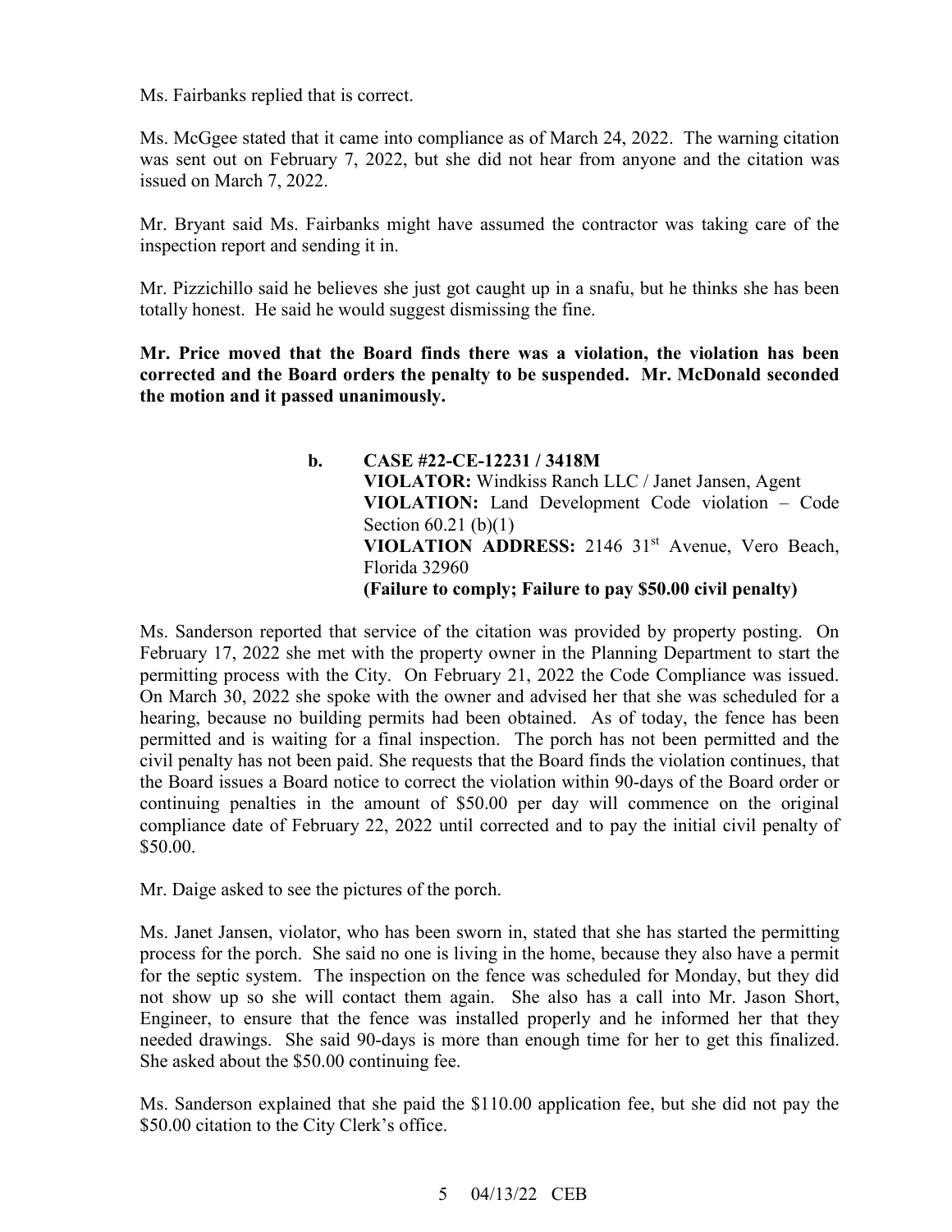Ms. Fairbanks replied that is correct.

Ms. McGgee stated that it came into compliance as of March 24, 2022. The warning citation was sent out on February 7, 2022, but she did not hear from anyone and the citation was issued on March 7, 2022.

Mr. Bryant said Ms. Fairbanks might have assumed the contractor was taking care of the inspection report and sending it in.

Mr. Pizzichillo said he believes she just got caught up in a snafu, but he thinks she has been totally honest. He said he would suggest dismissing the fine.

**Mr. Price moved that the Board finds there was a violation, the violation has been corrected and the Board orders the penalty to be suspended. Mr. McDonald seconded the motion and it passed unanimously.**

**b. CASE #22-CE-12231 / 3418M**
**VIOLATOR:** Windkiss Ranch LLC / Janet Jansen, Agent
**VIOLATION:** Land Development Code violation – Code Section 60.21 (b)(1)
**VIOLATION ADDRESS:** 2146 31st Avenue, Vero Beach, Florida 32960
**(Failure to comply; Failure to pay $50.00 civil penalty)**

Ms. Sanderson reported that service of the citation was provided by property posting. On February 17, 2022 she met with the property owner in the Planning Department to start the permitting process with the City. On February 21, 2022 the Code Compliance was issued. On March 30, 2022 she spoke with the owner and advised her that she was scheduled for a hearing, because no building permits had been obtained. As of today, the fence has been permitted and is waiting for a final inspection. The porch has not been permitted and the civil penalty has not been paid. She requests that the Board finds the violation continues, that the Board issues a Board notice to correct the violation within 90-days of the Board order or continuing penalties in the amount of $50.00 per day will commence on the original compliance date of February 22, 2022 until corrected and to pay the initial civil penalty of $50.00.

Mr. Daige asked to see the pictures of the porch.

Ms. Janet Jansen, violator, who has been sworn in, stated that she has started the permitting process for the porch. She said no one is living in the home, because they also have a permit for the septic system. The inspection on the fence was scheduled for Monday, but they did not show up so she will contact them again. She also has a call into Mr. Jason Short, Engineer, to ensure that the fence was installed properly and he informed her that they needed drawings. She said 90-days is more than enough time for her to get this finalized. She asked about the $50.00 continuing fee.

Ms. Sanderson explained that she paid the $110.00 application fee, but she did not pay the $50.00 citation to the City Clerk's office.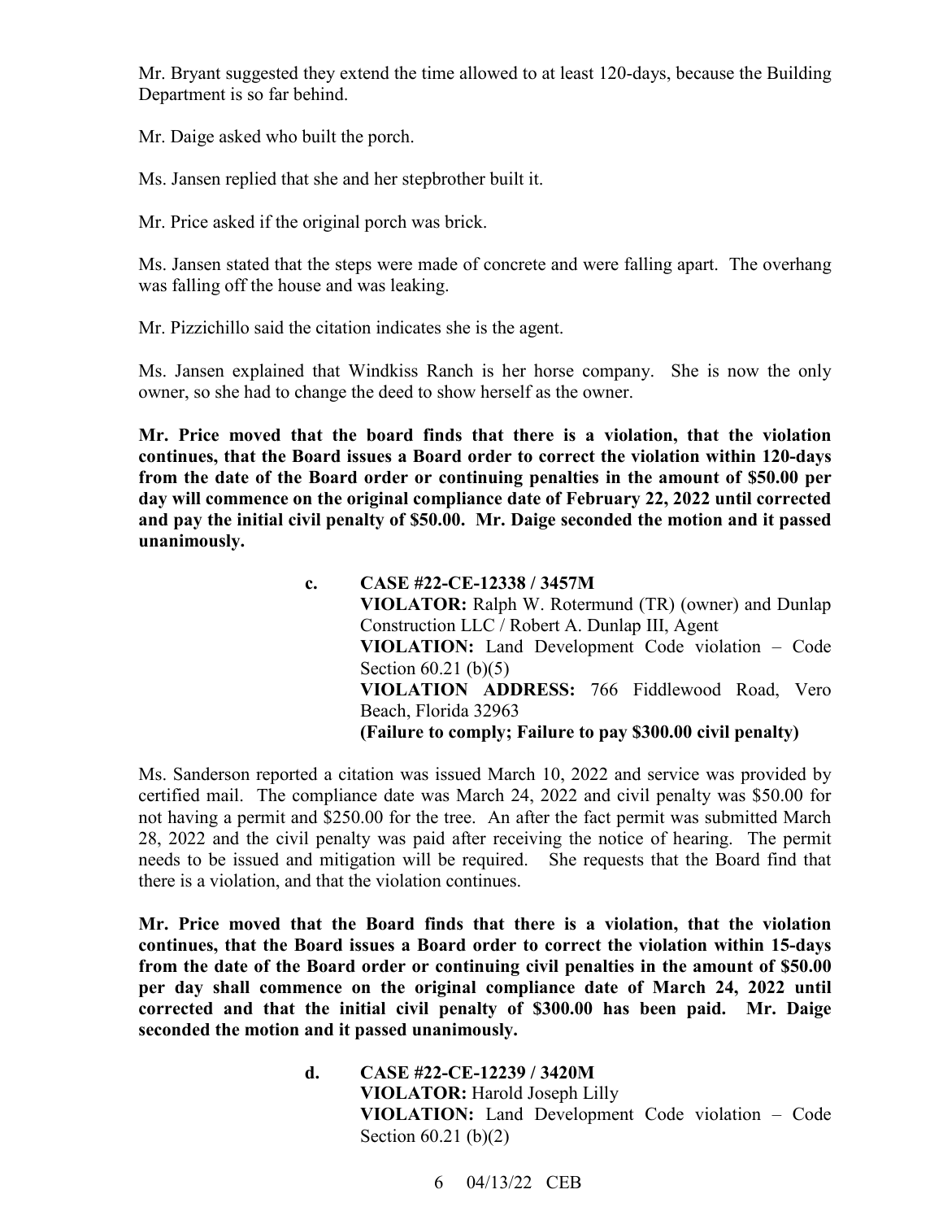Mr. Bryant suggested they extend the time allowed to at least 120-days, because the Building Department is so far behind.

Mr. Daige asked who built the porch.

Ms. Jansen replied that she and her stepbrother built it.

Mr. Price asked if the original porch was brick.

Ms. Jansen stated that the steps were made of concrete and were falling apart. The overhang was falling off the house and was leaking.

Mr. Pizzichillo said the citation indicates she is the agent.

Ms. Jansen explained that Windkiss Ranch is her horse company. She is now the only owner, so she had to change the deed to show herself as the owner.

**Mr. Price moved that the board finds that there is a violation, that the violation continues, that the Board issues a Board order to correct the violation within 120-days from the date of the Board order or continuing penalties in the amount of $50.00 per day will commence on the original compliance date of February 22, 2022 until corrected and pay the initial civil penalty of $50.00. Mr. Daige seconded the motion and it passed unanimously.**

**c. CASE #22-CE-12338 / 3457M**
**VIOLATOR:** Ralph W. Rotermund (TR) (owner) and Dunlap Construction LLC / Robert A. Dunlap III, Agent
**VIOLATION:** Land Development Code violation – Code Section 60.21 (b)(5)
**VIOLATION ADDRESS:** 766 Fiddlewood Road, Vero Beach, Florida 32963
**(Failure to comply; Failure to pay $300.00 civil penalty)**

Ms. Sanderson reported a citation was issued March 10, 2022 and service was provided by certified mail. The compliance date was March 24, 2022 and civil penalty was $50.00 for not having a permit and $250.00 for the tree. An after the fact permit was submitted March 28, 2022 and the civil penalty was paid after receiving the notice of hearing. The permit needs to be issued and mitigation will be required. She requests that the Board find that there is a violation, and that the violation continues.

**Mr. Price moved that the Board finds that there is a violation, that the violation continues, that the Board issues a Board order to correct the violation within 15-days from the date of the Board order or continuing civil penalties in the amount of $50.00 per day shall commence on the original compliance date of March 24, 2022 until corrected and that the initial civil penalty of $300.00 has been paid. Mr. Daige seconded the motion and it passed unanimously.**

**d. CASE #22-CE-12239 / 3420M**
**VIOLATOR:** Harold Joseph Lilly
**VIOLATION:** Land Development Code violation – Code Section 60.21 (b)(2)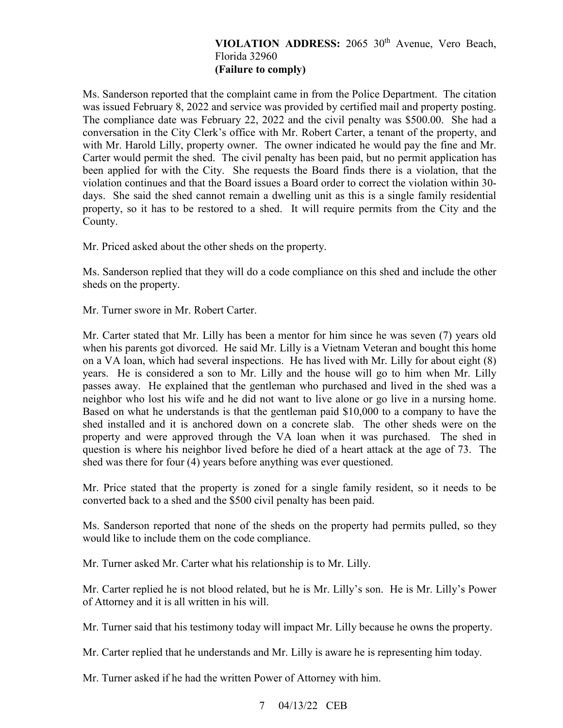**VIOLATION ADDRESS:** 2065 30th Avenue, Vero Beach, Florida 32960
**(Failure to comply)**

Ms. Sanderson reported that the complaint came in from the Police Department. The citation was issued February 8, 2022 and service was provided by certified mail and property posting. The compliance date was February 22, 2022 and the civil penalty was $500.00. She had a conversation in the City Clerk's office with Mr. Robert Carter, a tenant of the property, and with Mr. Harold Lilly, property owner. The owner indicated he would pay the fine and Mr. Carter would permit the shed. The civil penalty has been paid, but no permit application has been applied for with the City. She requests the Board finds there is a violation, that the violation continues and that the Board issues a Board order to correct the violation within 30-days. She said the shed cannot remain a dwelling unit as this is a single family residential property, so it has to be restored to a shed. It will require permits from the City and the County.

Mr. Priced asked about the other sheds on the property.

Ms. Sanderson replied that they will do a code compliance on this shed and include the other sheds on the property.

Mr. Turner swore in Mr. Robert Carter.

Mr. Carter stated that Mr. Lilly has been a mentor for him since he was seven (7) years old when his parents got divorced. He said Mr. Lilly is a Vietnam Veteran and bought this home on a VA loan, which had several inspections. He has lived with Mr. Lilly for about eight (8) years. He is considered a son to Mr. Lilly and the house will go to him when Mr. Lilly passes away. He explained that the gentleman who purchased and lived in the shed was a neighbor who lost his wife and he did not want to live alone or go live in a nursing home. Based on what he understands is that the gentleman paid $10,000 to a company to have the shed installed and it is anchored down on a concrete slab. The other sheds were on the property and were approved through the VA loan when it was purchased. The shed in question is where his neighbor lived before he died of a heart attack at the age of 73. The shed was there for four (4) years before anything was ever questioned.

Mr. Price stated that the property is zoned for a single family resident, so it needs to be converted back to a shed and the $500 civil penalty has been paid.

Ms. Sanderson reported that none of the sheds on the property had permits pulled, so they would like to include them on the code compliance.

Mr. Turner asked Mr. Carter what his relationship is to Mr. Lilly.

Mr. Carter replied he is not blood related, but he is Mr. Lilly's son. He is Mr. Lilly's Power of Attorney and it is all written in his will.

Mr. Turner said that his testimony today will impact Mr. Lilly because he owns the property.

Mr. Carter replied that he understands and Mr. Lilly is aware he is representing him today.

Mr. Turner asked if he had the written Power of Attorney with him.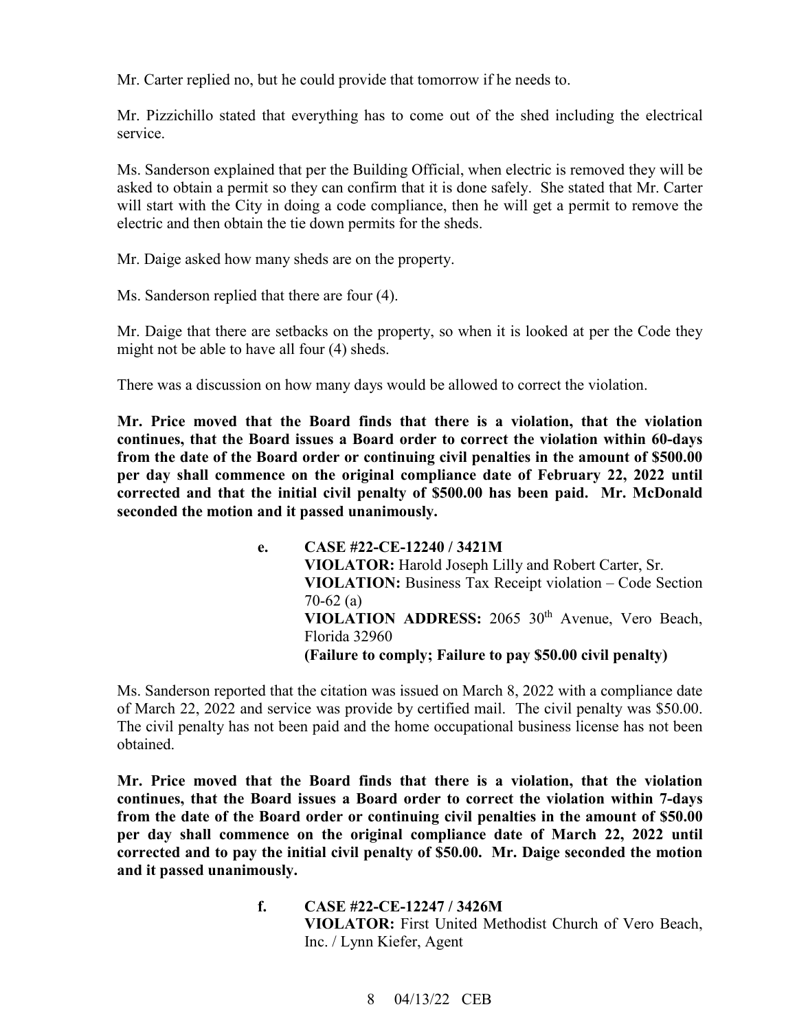Mr. Carter replied no, but he could provide that tomorrow if he needs to.

Mr. Pizzichillo stated that everything has to come out of the shed including the electrical service.

Ms. Sanderson explained that per the Building Official, when electric is removed they will be asked to obtain a permit so they can confirm that it is done safely. She stated that Mr. Carter will start with the City in doing a code compliance, then he will get a permit to remove the electric and then obtain the tie down permits for the sheds.

Mr. Daige asked how many sheds are on the property.

Ms. Sanderson replied that there are four (4).

Mr. Daige that there are setbacks on the property, so when it is looked at per the Code they might not be able to have all four (4) sheds.

There was a discussion on how many days would be allowed to correct the violation.

**Mr. Price moved that the Board finds that there is a violation, that the violation continues, that the Board issues a Board order to correct the violation within 60-days from the date of the Board order or continuing civil penalties in the amount of $500.00 per day shall commence on the original compliance date of February 22, 2022 until corrected and that the initial civil penalty of $500.00 has been paid. Mr. McDonald seconded the motion and it passed unanimously.**

**e. CASE #22-CE-12240 / 3421M**
**VIOLATOR:** Harold Joseph Lilly and Robert Carter, Sr.
**VIOLATION:** Business Tax Receipt violation – Code Section 70-62 (a)
**VIOLATION ADDRESS:** 2065 30th Avenue, Vero Beach, Florida 32960
**(Failure to comply; Failure to pay $50.00 civil penalty)**

Ms. Sanderson reported that the citation was issued on March 8, 2022 with a compliance date of March 22, 2022 and service was provide by certified mail. The civil penalty was $50.00. The civil penalty has not been paid and the home occupational business license has not been obtained.

**Mr. Price moved that the Board finds that there is a violation, that the violation continues, that the Board issues a Board order to correct the violation within 7-days from the date of the Board order or continuing civil penalties in the amount of $50.00 per day shall commence on the original compliance date of March 22, 2022 until corrected and to pay the initial civil penalty of $50.00. Mr. Daige seconded the motion and it passed unanimously.**

**f. CASE #22-CE-12247 / 3426M**
**VIOLATOR:** First United Methodist Church of Vero Beach, Inc. / Lynn Kiefer, Agent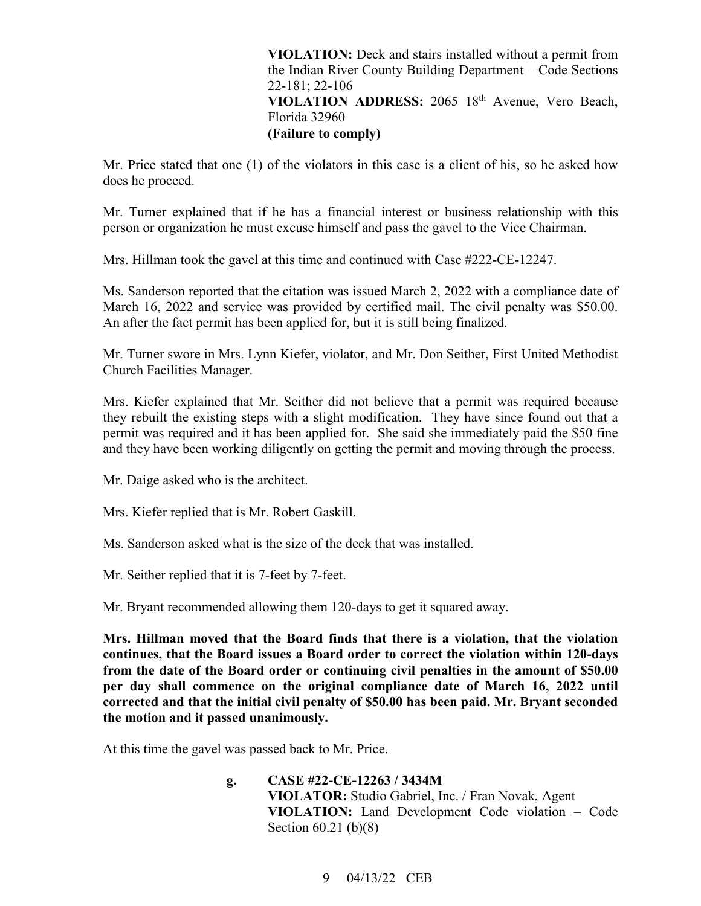**VIOLATION:** Deck and stairs installed without a permit from the Indian River County Building Department – Code Sections 22-181; 22-106
**VIOLATION ADDRESS:** 2065 18th Avenue, Vero Beach, Florida 32960
**(Failure to comply)**

Mr. Price stated that one (1) of the violators in this case is a client of his, so he asked how does he proceed.

Mr. Turner explained that if he has a financial interest or business relationship with this person or organization he must excuse himself and pass the gavel to the Vice Chairman.

Mrs. Hillman took the gavel at this time and continued with Case #222-CE-12247.

Ms. Sanderson reported that the citation was issued March 2, 2022 with a compliance date of March 16, 2022 and service was provided by certified mail. The civil penalty was $50.00. An after the fact permit has been applied for, but it is still being finalized.

Mr. Turner swore in Mrs. Lynn Kiefer, violator, and Mr. Don Seither, First United Methodist Church Facilities Manager.

Mrs. Kiefer explained that Mr. Seither did not believe that a permit was required because they rebuilt the existing steps with a slight modification. They have since found out that a permit was required and it has been applied for. She said she immediately paid the $50 fine and they have been working diligently on getting the permit and moving through the process.

Mr. Daige asked who is the architect.

Mrs. Kiefer replied that is Mr. Robert Gaskill.

Ms. Sanderson asked what is the size of the deck that was installed.

Mr. Seither replied that it is 7-feet by 7-feet.

Mr. Bryant recommended allowing them 120-days to get it squared away.

**Mrs. Hillman moved that the Board finds that there is a violation, that the violation continues, that the Board issues a Board order to correct the violation within 120-days from the date of the Board order or continuing civil penalties in the amount of $50.00 per day shall commence on the original compliance date of March 16, 2022 until corrected and that the initial civil penalty of $50.00 has been paid. Mr. Bryant seconded the motion and it passed unanimously.**

At this time the gavel was passed back to Mr. Price.

**g. CASE #22-CE-12263 / 3434M**
**VIOLATOR:** Studio Gabriel, Inc. / Fran Novak, Agent
**VIOLATION:** Land Development Code violation – Code Section 60.21 (b)(8)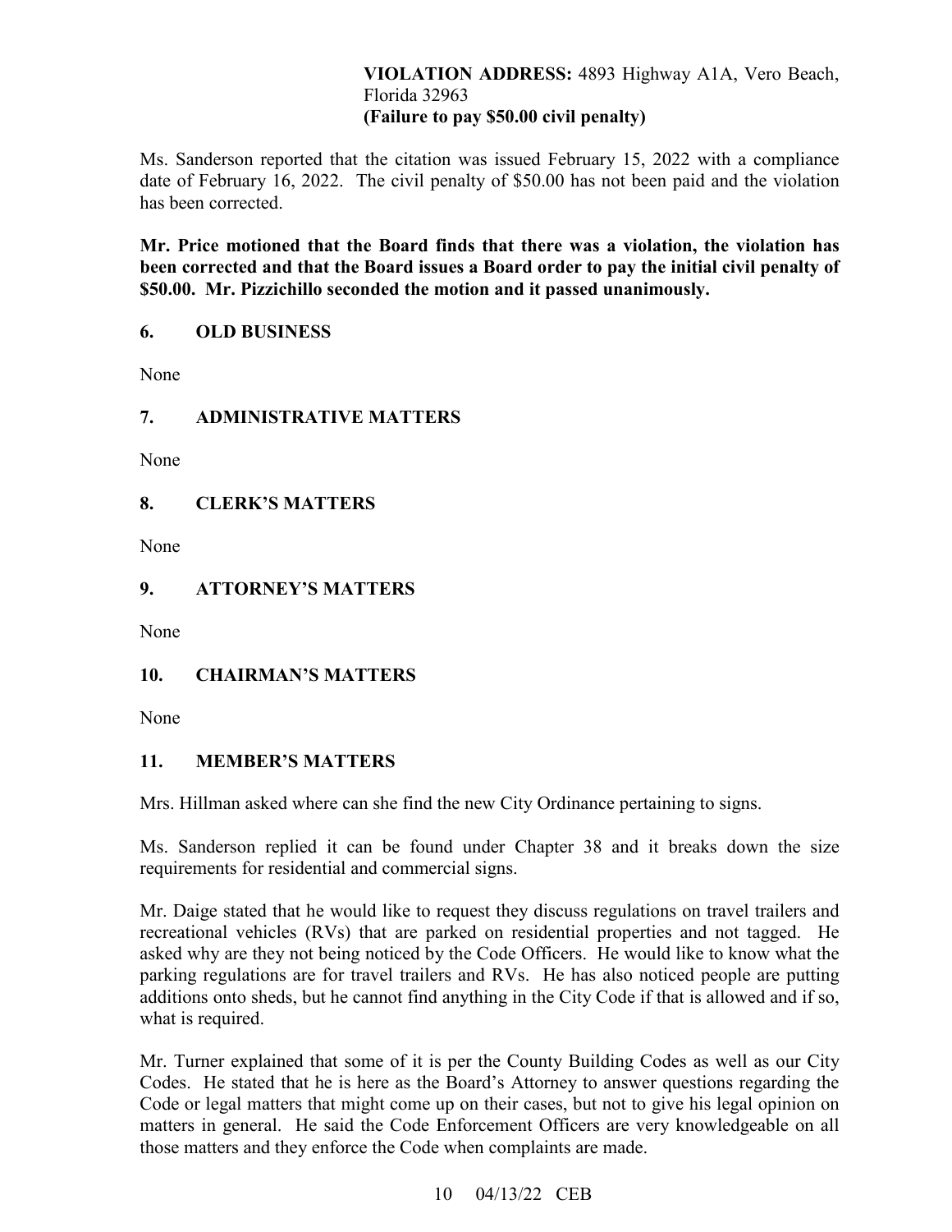**VIOLATION ADDRESS:** 4893 Highway A1A, Vero Beach, Florida 32963
**(Failure to pay $50.00 civil penalty)**

Ms. Sanderson reported that the citation was issued February 15, 2022 with a compliance date of February 16, 2022. The civil penalty of $50.00 has not been paid and the violation has been corrected.

**Mr. Price motioned that the Board finds that there was a violation, the violation has been corrected and that the Board issues a Board order to pay the initial civil penalty of $50.00. Mr. Pizzichillo seconded the motion and it passed unanimously.**

## 6. OLD BUSINESS

None

## 7. ADMINISTRATIVE MATTERS

None

## 8. CLERK'S MATTERS

None

## 9. ATTORNEY'S MATTERS

None

## 10. CHAIRMAN'S MATTERS

None

## 11. MEMBER'S MATTERS

Mrs. Hillman asked where can she find the new City Ordinance pertaining to signs.

Ms. Sanderson replied it can be found under Chapter 38 and it breaks down the size requirements for residential and commercial signs.

Mr. Daige stated that he would like to request they discuss regulations on travel trailers and recreational vehicles (RVs) that are parked on residential properties and not tagged. He asked why are they not being noticed by the Code Officers. He would like to know what the parking regulations are for travel trailers and RVs. He has also noticed people are putting additions onto sheds, but he cannot find anything in the City Code if that is allowed and if so, what is required.

Mr. Turner explained that some of it is per the County Building Codes as well as our City Codes. He stated that he is here as the Board's Attorney to answer questions regarding the Code or legal matters that might come up on their cases, but not to give his legal opinion on matters in general. He said the Code Enforcement Officers are very knowledgeable on all those matters and they enforce the Code when complaints are made.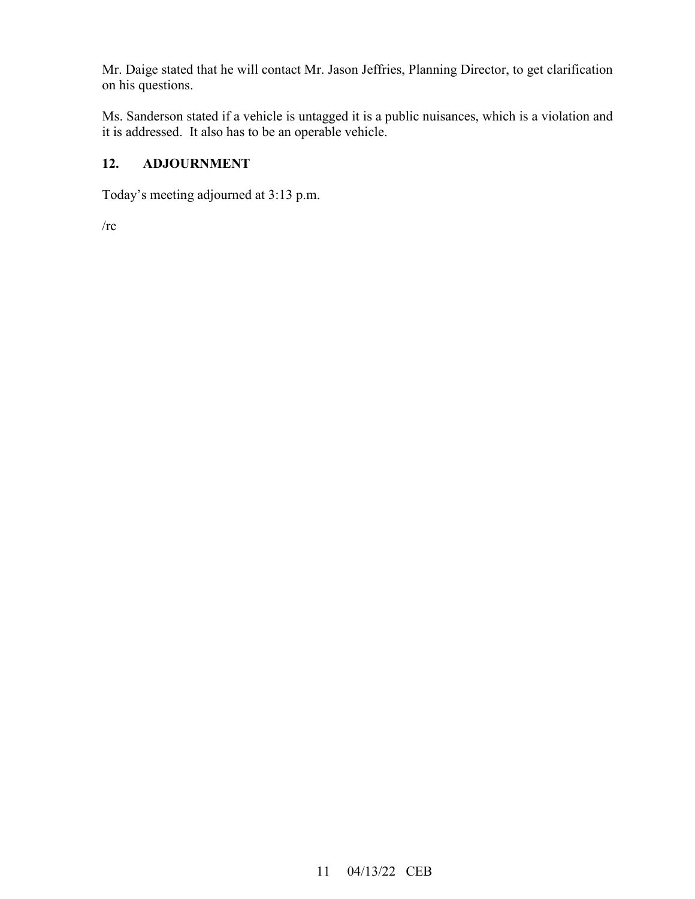Mr. Daige stated that he will contact Mr. Jason Jeffries, Planning Director, to get clarification on his questions.

Ms. Sanderson stated if a vehicle is untagged it is a public nuisances, which is a violation and it is addressed. It also has to be an operable vehicle.

## 12. ADJOURNMENT

Today's meeting adjourned at 3:13 p.m.

/rc